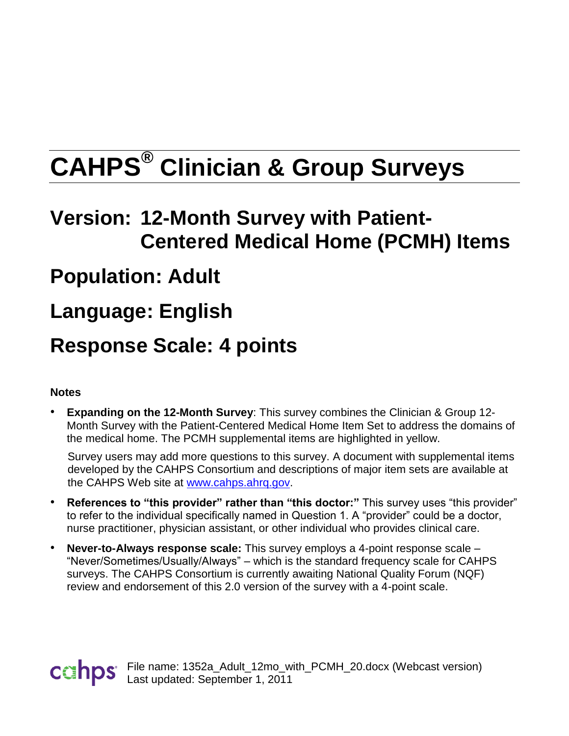# CAHPS® Clinician & Group Surveys

## Version: 12-Month Survey with Patient-Centered Medical Home (PCMH) Items

## Population: Adult

## Language: English

## Response Scale: 4 points

**Notes**

- **Expanding on the 12-Month Survey**: This survey combines the Clinician & Group 12-Month Survey with the Patient-Centered Medical Home Item Set to address the domains of the medical home. The PCMH supplemental items are highlighted in yellow.

  Survey users may add more questions to this survey. A document with supplemental items developed by the CAHPS Consortium and descriptions of major item sets are available at the CAHPS Web site at [www.cahps.ahrq.gov](http://www.cahps.ahrq.gov).

- **References to "this provider" rather than "this doctor:"** This survey uses "this provider" to refer to the individual specifically named in Question 1. A "provider" could be a doctor, nurse practitioner, physician assistant, or other individual who provides clinical care.

- **Never-to-Always response scale:** This survey employs a 4-point response scale – "Never/Sometimes/Usually/Always" – which is the standard frequency scale for CAHPS surveys. The CAHPS Consortium is currently awaiting National Quality Forum (NQF) review and endorsement of this 2.0 version of the survey with a 4-point scale.

cahps File name: 1352a_Adult_12mo_with_PCMH_20.docx (Webcast version)
Last updated: September 1, 2011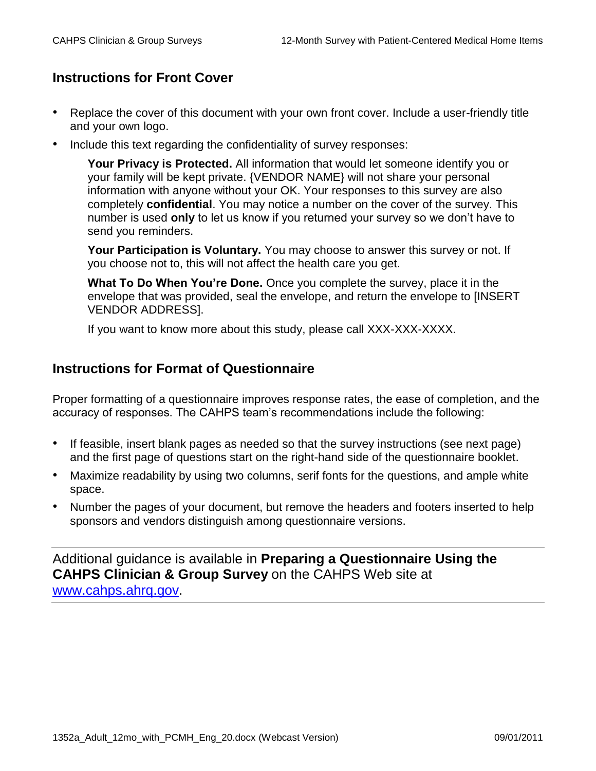## Instructions for Front Cover

- Replace the cover of this document with your own front cover. Include a user-friendly title and your own logo.
- Include this text regarding the confidentiality of survey responses:

  **Your Privacy is Protected.** All information that would let someone identify you or your family will be kept private. {VENDOR NAME} will not share your personal information with anyone without your OK. Your responses to this survey are also completely **confidential**. You may notice a number on the cover of the survey. This number is used **only** to let us know if you returned your survey so we don't have to send you reminders.

  **Your Participation is Voluntary.** You may choose to answer this survey or not. If you choose not to, this will not affect the health care you get.

  **What To Do When You're Done.** Once you complete the survey, place it in the envelope that was provided, seal the envelope, and return the envelope to [INSERT VENDOR ADDRESS].

  If you want to know more about this study, please call XXX-XXX-XXXX.

## Instructions for Format of Questionnaire

Proper formatting of a questionnaire improves response rates, the ease of completion, and the accuracy of responses. The CAHPS team's recommendations include the following:

- If feasible, insert blank pages as needed so that the survey instructions (see next page) and the first page of questions start on the right-hand side of the questionnaire booklet.
- Maximize readability by using two columns, serif fonts for the questions, and ample white space.
- Number the pages of your document, but remove the headers and footers inserted to help sponsors and vendors distinguish among questionnaire versions.

---

Additional guidance is available in **Preparing a Questionnaire Using the CAHPS Clinician & Group Survey** on the CAHPS Web site at [www.cahps.ahrq.gov](http://www.cahps.ahrq.gov).

---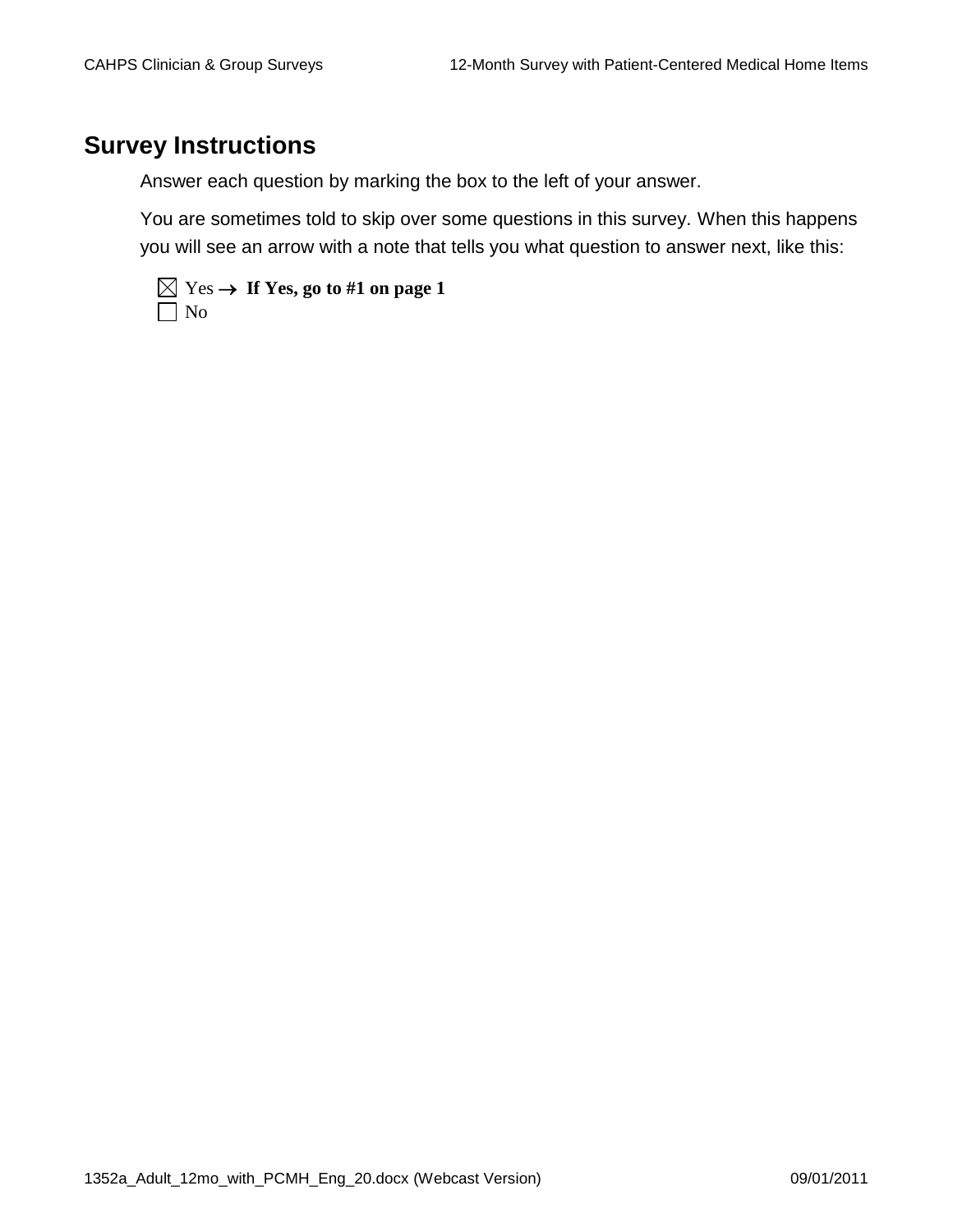## Survey Instructions

Answer each question by marking the box to the left of your answer.

You are sometimes told to skip over some questions in this survey. When this happens you will see an arrow with a note that tells you what question to answer next, like this:

☒ Yes → **If Yes, go to #1 on page 1**
☐ No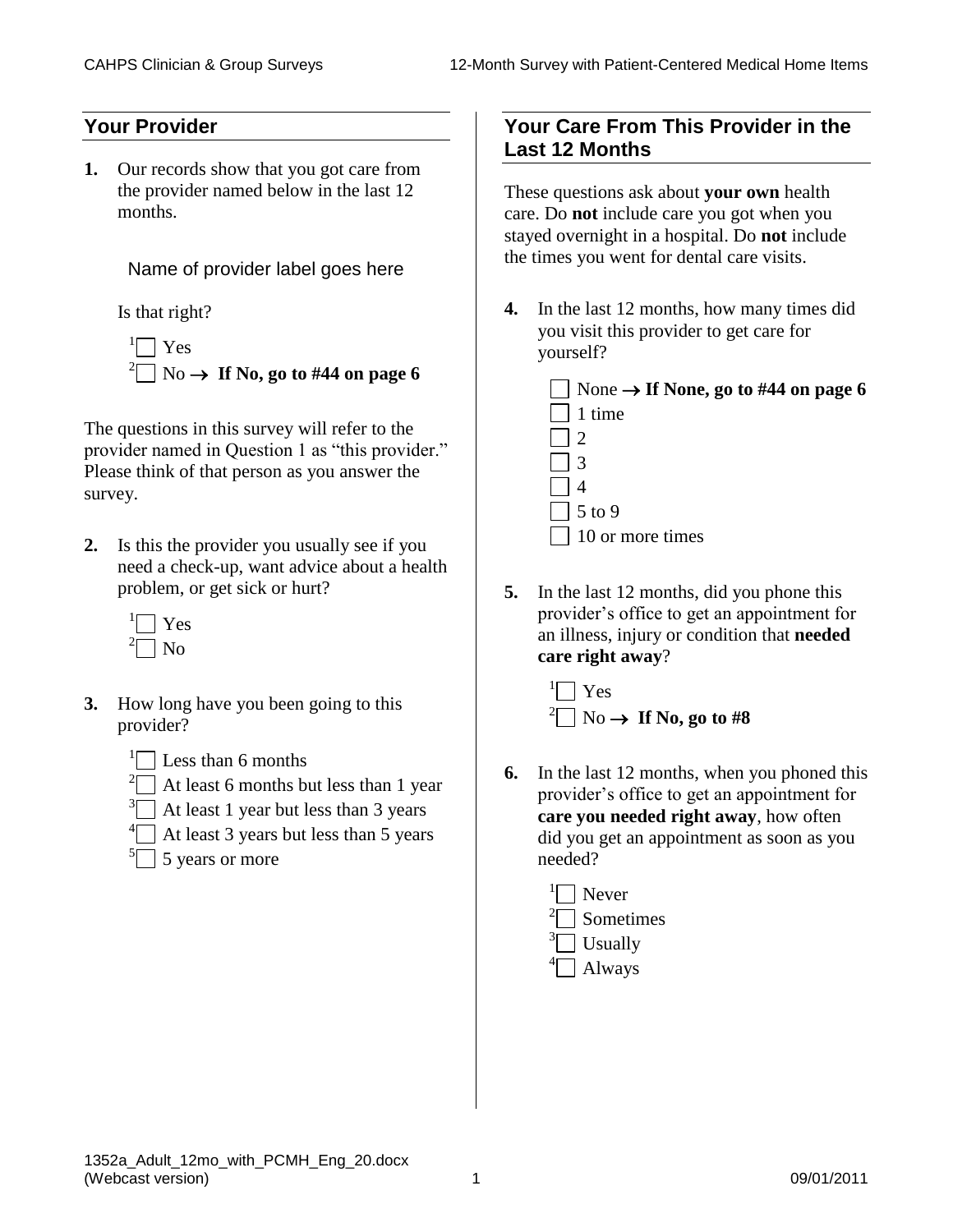## Your Provider

**1.** Our records show that you got care from the provider named below in the last 12 months.

Name of provider label goes here

Is that right?

- [1] ☐ Yes
- [2] ☐ No → **If No, go to #44 on page 6**

The questions in this survey will refer to the provider named in Question 1 as "this provider." Please think of that person as you answer the survey.

**2.** Is this the provider you usually see if you need a check-up, want advice about a health problem, or get sick or hurt?

- [1] ☐ Yes
- [2] ☐ No

**3.** How long have you been going to this provider?

- [1] ☐ Less than 6 months
- [2] ☐ At least 6 months but less than 1 year
- [3] ☐ At least 1 year but less than 3 years
- [4] ☐ At least 3 years but less than 5 years
- [5] ☐ 5 years or more

## Your Care From This Provider in the Last 12 Months

These questions ask about **your own** health care. Do **not** include care you got when you stayed overnight in a hospital. Do **not** include the times you went for dental care visits.

**4.** In the last 12 months, how many times did you visit this provider to get care for yourself?

- ☐ None → **If None, go to #44 on page 6**
- ☐ 1 time
- ☐ 2
- ☐ 3
- ☐ 4
- ☐ 5 to 9
- ☐ 10 or more times

**5.** In the last 12 months, did you phone this provider's office to get an appointment for an illness, injury or condition that **needed care right away**?

- [1] ☐ Yes
- [2] ☐ No → **If No, go to #8**

**6.** In the last 12 months, when you phoned this provider's office to get an appointment for **care you needed right away**, how often did you get an appointment as soon as you needed?

- [1] ☐ Never
- [2] ☐ Sometimes
- [3] ☐ Usually
- [4] ☐ Always

1352a_Adult_12mo_with_PCMH_Eng_20.docx
(Webcast version)

09/01/2011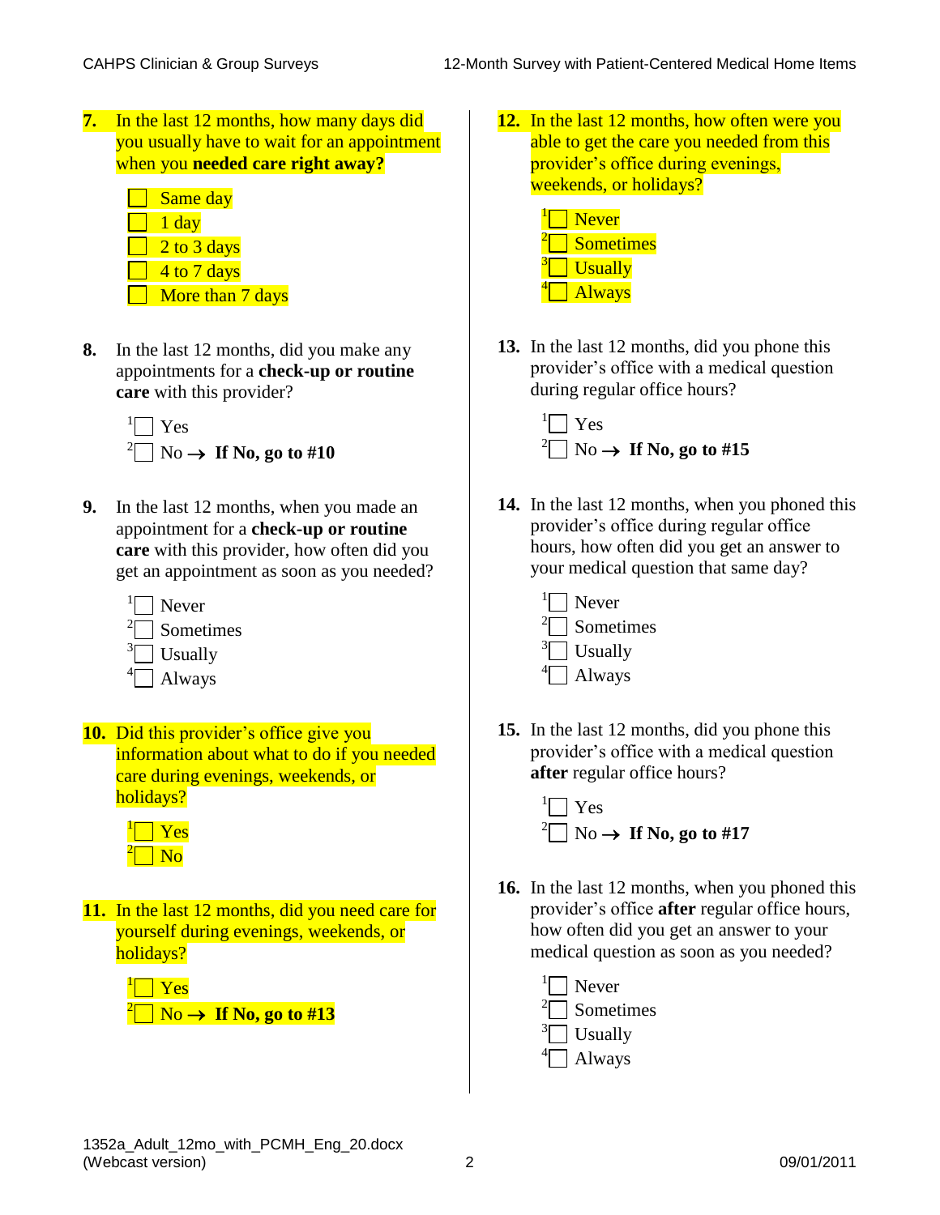**7.** In the last 12 months, how many days did you usually have to wait for an appointment when you **needed care right away?**

- ☐ Same day
- ☐ 1 day
- ☐ 2 to 3 days
- ☐ 4 to 7 days
- ☐ More than 7 days

**8.** In the last 12 months, did you make any appointments for a **check-up or routine care** with this provider?

- 1☐ Yes
- 2☐ No → **If No, go to #10**

**9.** In the last 12 months, when you made an appointment for a **check-up or routine care** with this provider, how often did you get an appointment as soon as you needed?

- 1☐ Never
- 2☐ Sometimes
- 3☐ Usually
- 4☐ Always

**10.** Did this provider's office give you information about what to do if you needed care during evenings, weekends, or holidays?

- 1☐ Yes
- 2☐ No

**11.** In the last 12 months, did you need care for yourself during evenings, weekends, or holidays?

- 1☐ Yes
- 2☐ No → **If No, go to #13**

**12.** In the last 12 months, how often were you able to get the care you needed from this provider's office during evenings, weekends, or holidays?

- 1☐ Never
- 2☐ Sometimes
- 3☐ Usually
- 4☐ Always

**13.** In the last 12 months, did you phone this provider's office with a medical question during regular office hours?

- 1☐ Yes
- 2☐ No → **If No, go to #15**

**14.** In the last 12 months, when you phoned this provider's office during regular office hours, how often did you get an answer to your medical question that same day?

- 1☐ Never
- 2☐ Sometimes
- 3☐ Usually
- 4☐ Always

**15.** In the last 12 months, did you phone this provider's office with a medical question **after** regular office hours?

- 1☐ Yes
- 2☐ No → **If No, go to #17**

**16.** In the last 12 months, when you phoned this provider's office **after** regular office hours, how often did you get an answer to your medical question as soon as you needed?

- 1☐ Never
- 2☐ Sometimes
- 3☐ Usually
- 4☐ Always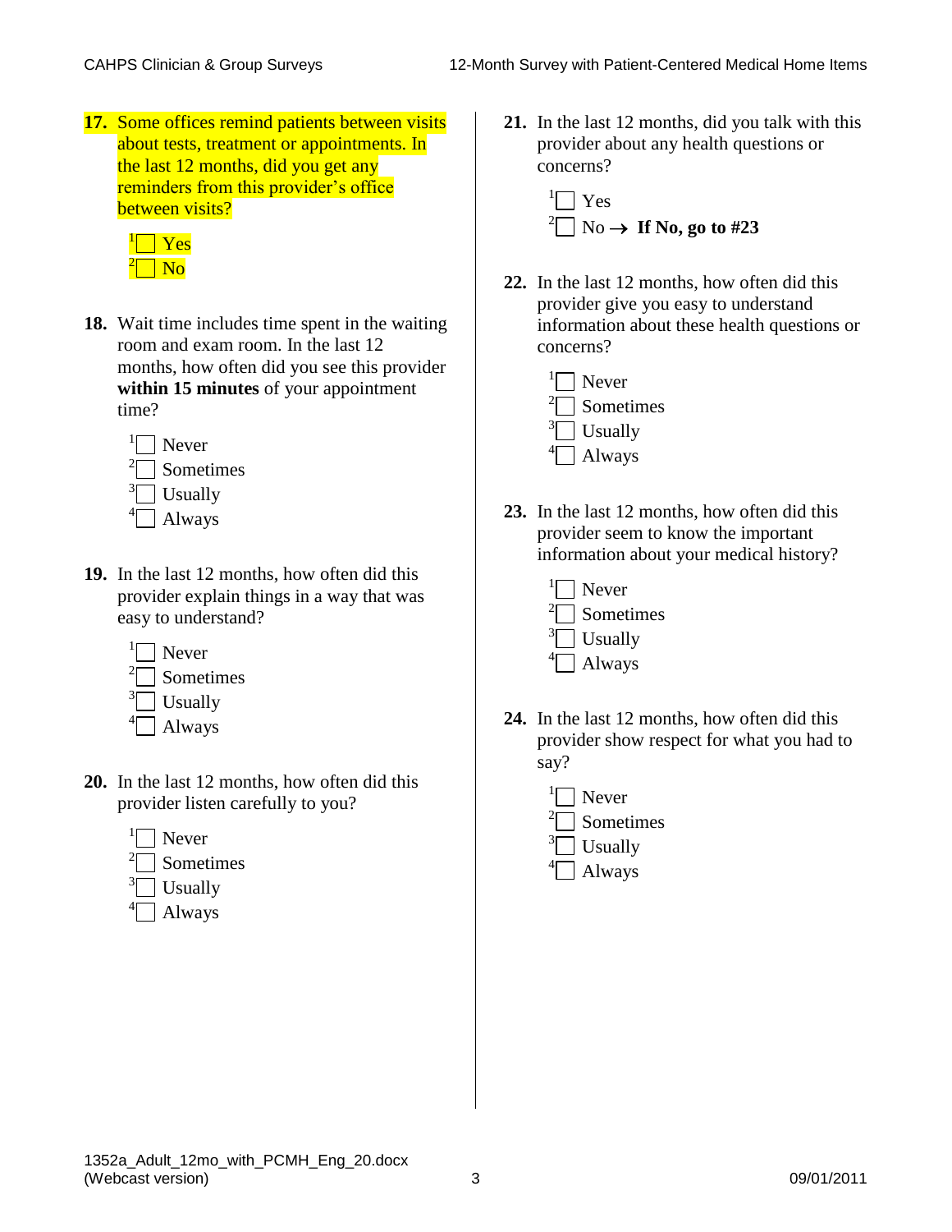**17.** Some offices remind patients between visits about tests, treatment or appointments. In the last 12 months, did you get any reminders from this provider's office between visits?

- [1] ☐ Yes
- [2] ☐ No

**18.** Wait time includes time spent in the waiting room and exam room. In the last 12 months, how often did you see this provider **within 15 minutes** of your appointment time?

- [1] ☐ Never
- [2] ☐ Sometimes
- [3] ☐ Usually
- [4] ☐ Always

**19.** In the last 12 months, how often did this provider explain things in a way that was easy to understand?

- [1] ☐ Never
- [2] ☐ Sometimes
- [3] ☐ Usually
- [4] ☐ Always

**20.** In the last 12 months, how often did this provider listen carefully to you?

- [1] ☐ Never
- [2] ☐ Sometimes
- [3] ☐ Usually
- [4] ☐ Always

**21.** In the last 12 months, did you talk with this provider about any health questions or concerns?

- [1] ☐ Yes
- [2] ☐ No → **If No, go to #23**

**22.** In the last 12 months, how often did this provider give you easy to understand information about these health questions or concerns?

- [1] ☐ Never
- [2] ☐ Sometimes
- [3] ☐ Usually
- [4] ☐ Always

**23.** In the last 12 months, how often did this provider seem to know the important information about your medical history?

- [1] ☐ Never
- [2] ☐ Sometimes
- [3] ☐ Usually
- [4] ☐ Always

**24.** In the last 12 months, how often did this provider show respect for what you had to say?

- [1] ☐ Never
- [2] ☐ Sometimes
- [3] ☐ Usually
- [4] ☐ Always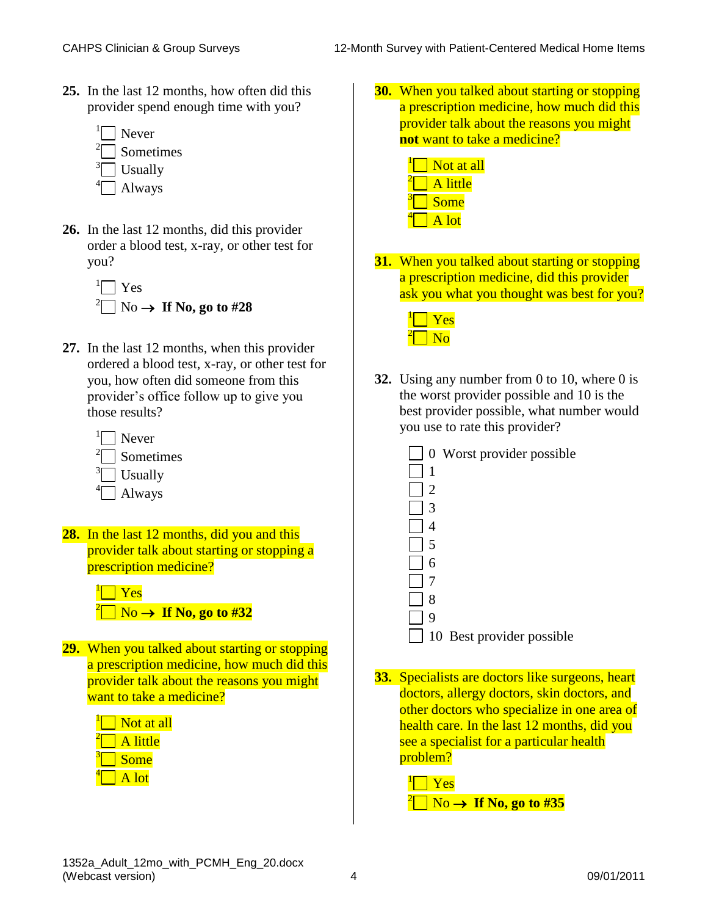**25.** In the last 12 months, how often did this provider spend enough time with you?

- [1] ☐ Never
- [2] ☐ Sometimes
- [3] ☐ Usually
- [4] ☐ Always

**26.** In the last 12 months, did this provider order a blood test, x-ray, or other test for you?

- [1] ☐ Yes
- [2] ☐ No → **If No, go to #28**

**27.** In the last 12 months, when this provider ordered a blood test, x-ray, or other test for you, how often did someone from this provider's office follow up to give you those results?

- [1] ☐ Never
- [2] ☐ Sometimes
- [3] ☐ Usually
- [4] ☐ Always

**28.** In the last 12 months, did you and this provider talk about starting or stopping a prescription medicine?

- [1] ☐ Yes
- [2] ☐ No → **If No, go to #32**

**29.** When you talked about starting or stopping a prescription medicine, how much did this provider talk about the reasons you might want to take a medicine?

- [1] ☐ Not at all
- [2] ☐ A little
- [3] ☐ Some
- [4] ☐ A lot

**30.** When you talked about starting or stopping a prescription medicine, how much did this provider talk about the reasons you might **not** want to take a medicine?

- [1] ☐ Not at all
- [2] ☐ A little
- [3] ☐ Some
- [4] ☐ A lot

**31.** When you talked about starting or stopping a prescription medicine, did this provider ask you what you thought was best for you?

- [1] ☐ Yes
- [2] ☐ No

**32.** Using any number from 0 to 10, where 0 is the worst provider possible and 10 is the best provider possible, what number would you use to rate this provider?

- ☐ 0 Worst provider possible
- ☐ 1
- ☐ 2
- ☐ 3
- ☐ 4
- ☐ 5
- ☐ 6
- ☐ 7
- ☐ 8
- ☐ 9
- ☐ 10 Best provider possible

**33.** Specialists are doctors like surgeons, heart doctors, allergy doctors, skin doctors, and other doctors who specialize in one area of health care. In the last 12 months, did you see a specialist for a particular health problem?

- [1] ☐ Yes
- [2] ☐ No → **If No, go to #35**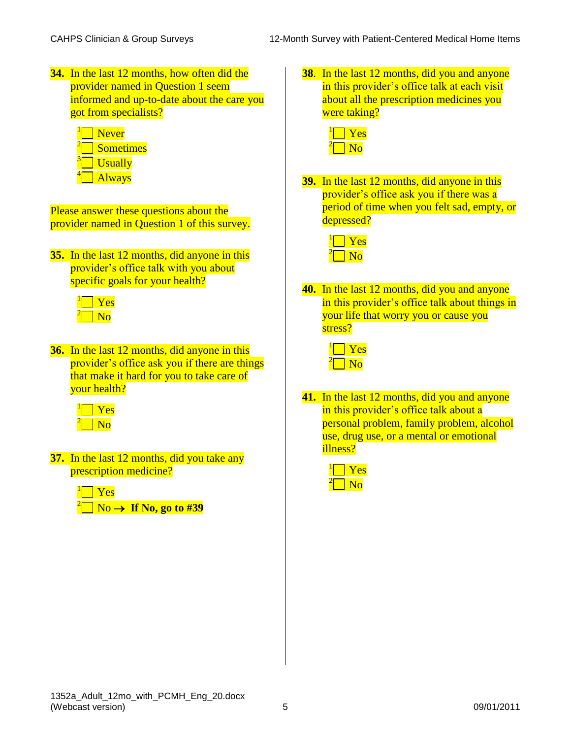**34.** In the last 12 months, how often did the provider named in Question 1 seem informed and up-to-date about the care you got from specialists?

- [1] ☐ Never
- [2] ☐ Sometimes
- [3] ☐ Usually
- [4] ☐ Always

Please answer these questions about the provider named in Question 1 of this survey.

**35.** In the last 12 months, did anyone in this provider's office talk with you about specific goals for your health?

- [1] ☐ Yes
- [2] ☐ No

**36.** In the last 12 months, did anyone in this provider's office ask you if there are things that make it hard for you to take care of your health?

- [1] ☐ Yes
- [2] ☐ No

**37.** In the last 12 months, did you take any prescription medicine?

- [1] ☐ Yes
- [2] ☐ No → **If No, go to #39**

**38**. In the last 12 months, did you and anyone in this provider's office talk at each visit about all the prescription medicines you were taking?

- [1] ☐ Yes
- [2] ☐ No

**39.** In the last 12 months, did anyone in this provider's office ask you if there was a period of time when you felt sad, empty, or depressed?

- [1] ☐ Yes
- [2] ☐ No

**40.** In the last 12 months, did you and anyone in this provider's office talk about things in your life that worry you or cause you stress?

- [1] ☐ Yes
- [2] ☐ No

**41.** In the last 12 months, did you and anyone in this provider's office talk about a personal problem, family problem, alcohol use, drug use, or a mental or emotional illness?

- [1] ☐ Yes
- [2] ☐ No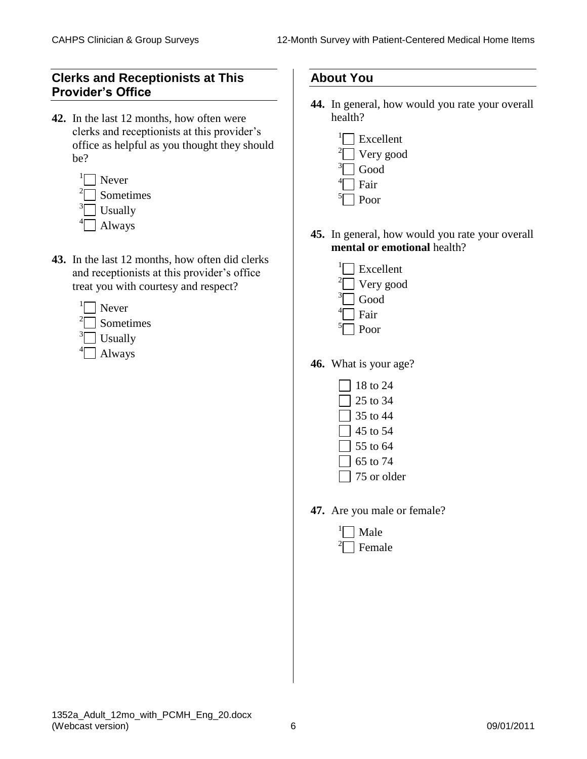## Clerks and Receptionists at This Provider's Office

**42.** In the last 12 months, how often were clerks and receptionists at this provider's office as helpful as you thought they should be?

- [1] ☐ Never
- [2] ☐ Sometimes
- [3] ☐ Usually
- [4] ☐ Always

**43.** In the last 12 months, how often did clerks and receptionists at this provider's office treat you with courtesy and respect?

- [1] ☐ Never
- [2] ☐ Sometimes
- [3] ☐ Usually
- [4] ☐ Always

## About You

**44.** In general, how would you rate your overall health?

- [1] ☐ Excellent
- [2] ☐ Very good
- [3] ☐ Good
- [4] ☐ Fair
- [5] ☐ Poor

**45.** In general, how would you rate your overall **mental or emotional** health?

- [1] ☐ Excellent
- [2] ☐ Very good
- [3] ☐ Good
- [4] ☐ Fair
- [5] ☐ Poor

**46.** What is your age?

- ☐ 18 to 24
- ☐ 25 to 34
- ☐ 35 to 44
- ☐ 45 to 54
- ☐ 55 to 64
- ☐ 65 to 74
- ☐ 75 or older

**47.** Are you male or female?

- [1] ☐ Male
- [2] ☐ Female

1352a_Adult_12mo_with_PCMH_Eng_20.docx
(Webcast version)

09/01/2011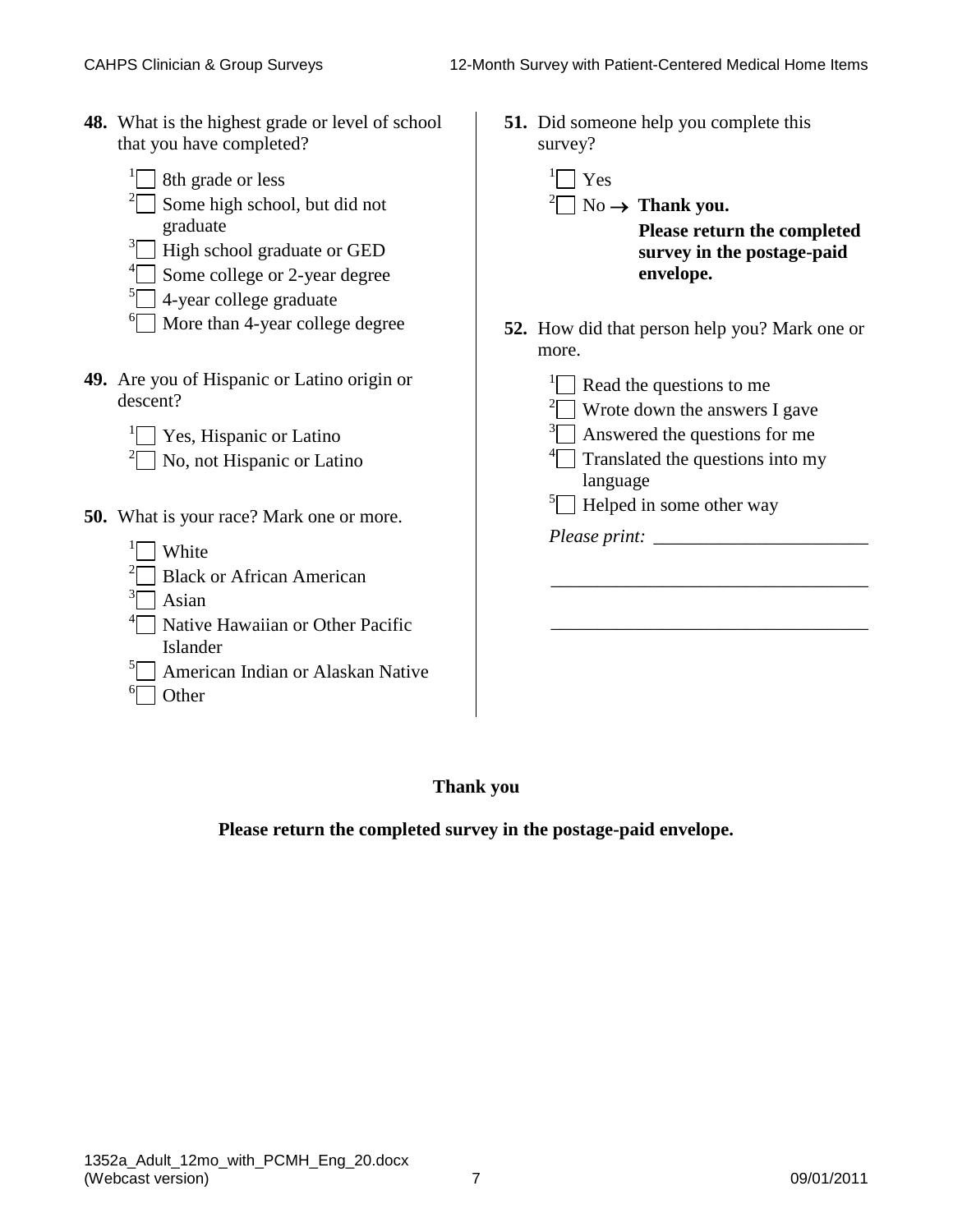**48.** What is the highest grade or level of school that you have completed?

- [1] ☐ 8th grade or less
- [2] ☐ Some high school, but did not graduate
- [3] ☐ High school graduate or GED
- [4] ☐ Some college or 2-year degree
- [5] ☐ 4-year college graduate
- [6] ☐ More than 4-year college degree

**49.** Are you of Hispanic or Latino origin or descent?

- [1] ☐ Yes, Hispanic or Latino
- [2] ☐ No, not Hispanic or Latino

**50.** What is your race? Mark one or more.

- [1] ☐ White
- [2] ☐ Black or African American
- [3] ☐ Asian
- [4] ☐ Native Hawaiian or Other Pacific Islander
- [5] ☐ American Indian or Alaskan Native
- [6] ☐ Other

**51.** Did someone help you complete this survey?

- [1] ☐ Yes
- [2] ☐ No → **Thank you. Please return the completed survey in the postage-paid envelope.**

**52.** How did that person help you? Mark one or more.

- [1] ☐ Read the questions to me
- [2] ☐ Wrote down the answers I gave
- [3] ☐ Answered the questions for me
- [4] ☐ Translated the questions into my language
- [5] ☐ Helped in some other way

*Please print:* ______________________

______________________________

______________________________

**Thank you**

**Please return the completed survey in the postage-paid envelope.**

1352a_Adult_12mo_with_PCMH_Eng_20.docx
(Webcast version)

09/01/2011